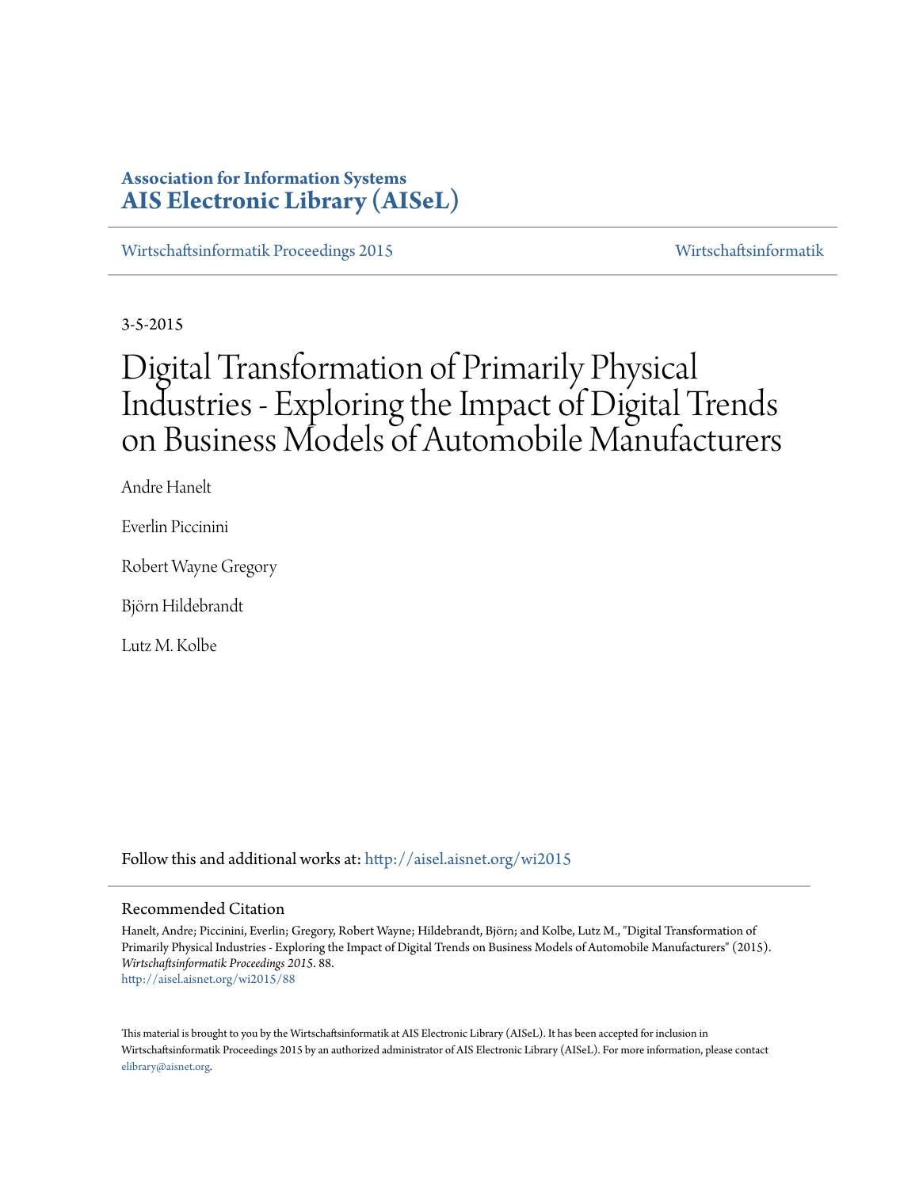**Association for Information Systems**
**AIS Electronic Library (AISeL)**

Wirtschaftsinformatik Proceedings 2015 — Wirtschaftsinformatik

3-5-2015

# Digital Transformation of Primarily Physical Industries - Exploring the Impact of Digital Trends on Business Models of Automobile Manufacturers

Andre Hanelt

Everlin Piccinini

Robert Wayne Gregory

Björn Hildebrandt

Lutz M. Kolbe

Follow this and additional works at: http://aisel.aisnet.org/wi2015

## Recommended Citation

Hanelt, Andre; Piccinini, Everlin; Gregory, Robert Wayne; Hildebrandt, Björn; and Kolbe, Lutz M., "Digital Transformation of Primarily Physical Industries - Exploring the Impact of Digital Trends on Business Models of Automobile Manufacturers" (2015). *Wirtschaftsinformatik Proceedings 2015*. 88.
http://aisel.aisnet.org/wi2015/88

This material is brought to you by the Wirtschaftsinformatik at AIS Electronic Library (AISeL). It has been accepted for inclusion in Wirtschaftsinformatik Proceedings 2015 by an authorized administrator of AIS Electronic Library (AISeL). For more information, please contact elibrary@aisnet.org.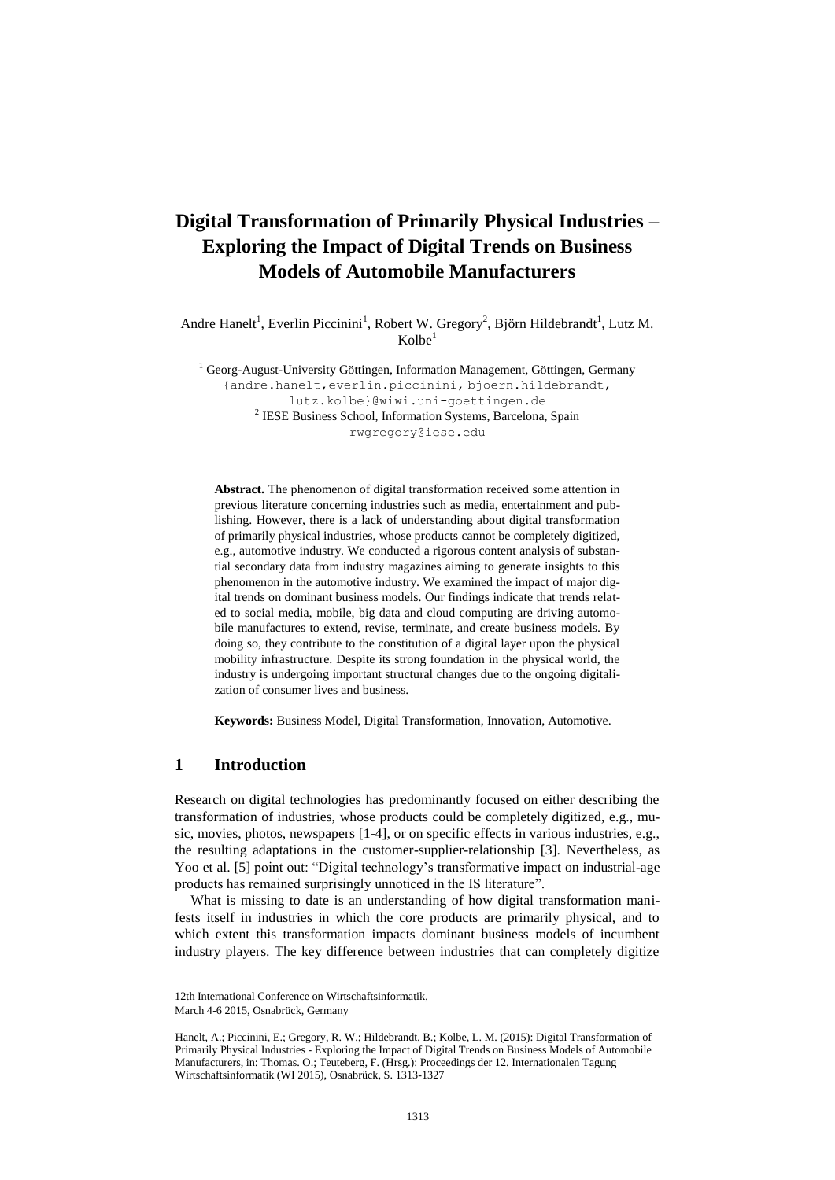# Digital Transformation of Primarily Physical Industries – Exploring the Impact of Digital Trends on Business Models of Automobile Manufacturers

Andre Hanelt[1], Everlin Piccinini[1], Robert W. Gregory[2], Björn Hildebrandt[1], Lutz M. Kolbe[1]

[1] Georg-August-University Göttingen, Information Management, Göttingen, Germany
{andre.hanelt,everlin.piccinini, bjoern.hildebrandt, lutz.kolbe}@wiwi.uni-goettingen.de
[2] IESE Business School, Information Systems, Barcelona, Spain
rwgregory@iese.edu

**Abstract.** The phenomenon of digital transformation received some attention in previous literature concerning industries such as media, entertainment and publishing. However, there is a lack of understanding about digital transformation of primarily physical industries, whose products cannot be completely digitized, e.g., automotive industry. We conducted a rigorous content analysis of substantial secondary data from industry magazines aiming to generate insights to this phenomenon in the automotive industry. We examined the impact of major digital trends on dominant business models. Our findings indicate that trends related to social media, mobile, big data and cloud computing are driving automobile manufactures to extend, revise, terminate, and create business models. By doing so, they contribute to the constitution of a digital layer upon the physical mobility infrastructure. Despite its strong foundation in the physical world, the industry is undergoing important structural changes due to the ongoing digitalization of consumer lives and business.

**Keywords:** Business Model, Digital Transformation, Innovation, Automotive.

## 1 Introduction

Research on digital technologies has predominantly focused on either describing the transformation of industries, whose products could be completely digitized, e.g., music, movies, photos, newspapers [1-4], or on specific effects in various industries, e.g., the resulting adaptations in the customer-supplier-relationship [3]. Nevertheless, as Yoo et al. [5] point out: "Digital technology's transformative impact on industrial-age products has remained surprisingly unnoticed in the IS literature".

What is missing to date is an understanding of how digital transformation manifests itself in industries in which the core products are primarily physical, and to which extent this transformation impacts dominant business models of incumbent industry players. The key difference between industries that can completely digitize

12th International Conference on Wirtschaftsinformatik,
March 4-6 2015, Osnabrück, Germany

Hanelt, A.; Piccinini, E.; Gregory, R. W.; Hildebrandt, B.; Kolbe, L. M. (2015): Digital Transformation of Primarily Physical Industries - Exploring the Impact of Digital Trends on Business Models of Automobile Manufacturers, in: Thomas. O.; Teuteberg, F. (Hrsg.): Proceedings der 12. Internationalen Tagung Wirtschaftsinformatik (WI 2015), Osnabrück, S. 1313-1327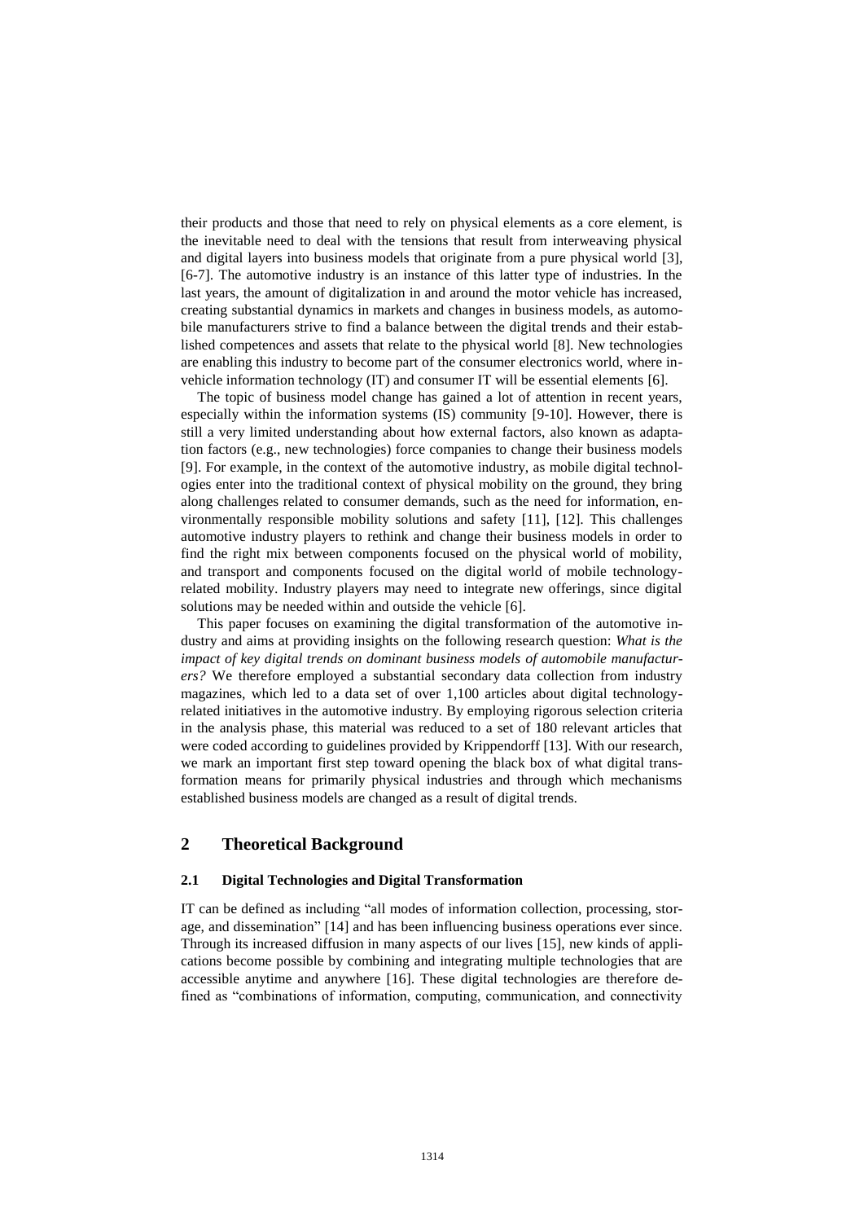their products and those that need to rely on physical elements as a core element, is the inevitable need to deal with the tensions that result from interweaving physical and digital layers into business models that originate from a pure physical world [3], [6-7]. The automotive industry is an instance of this latter type of industries. In the last years, the amount of digitalization in and around the motor vehicle has increased, creating substantial dynamics in markets and changes in business models, as automobile manufacturers strive to find a balance between the digital trends and their established competences and assets that relate to the physical world [8]. New technologies are enabling this industry to become part of the consumer electronics world, where in-vehicle information technology (IT) and consumer IT will be essential elements [6].

The topic of business model change has gained a lot of attention in recent years, especially within the information systems (IS) community [9-10]. However, there is still a very limited understanding about how external factors, also known as adaptation factors (e.g., new technologies) force companies to change their business models [9]. For example, in the context of the automotive industry, as mobile digital technologies enter into the traditional context of physical mobility on the ground, they bring along challenges related to consumer demands, such as the need for information, environmentally responsible mobility solutions and safety [11], [12]. This challenges automotive industry players to rethink and change their business models in order to find the right mix between components focused on the physical world of mobility, and transport and components focused on the digital world of mobile technology-related mobility. Industry players may need to integrate new offerings, since digital solutions may be needed within and outside the vehicle [6].

This paper focuses on examining the digital transformation of the automotive industry and aims at providing insights on the following research question: *What is the impact of key digital trends on dominant business models of automobile manufacturers?* We therefore employed a substantial secondary data collection from industry magazines, which led to a data set of over 1,100 articles about digital technology-related initiatives in the automotive industry. By employing rigorous selection criteria in the analysis phase, this material was reduced to a set of 180 relevant articles that were coded according to guidelines provided by Krippendorff [13]. With our research, we mark an important first step toward opening the black box of what digital transformation means for primarily physical industries and through which mechanisms established business models are changed as a result of digital trends.

## 2 Theoretical Background

### 2.1 Digital Technologies and Digital Transformation

IT can be defined as including "all modes of information collection, processing, storage, and dissemination" [14] and has been influencing business operations ever since. Through its increased diffusion in many aspects of our lives [15], new kinds of applications become possible by combining and integrating multiple technologies that are accessible anytime and anywhere [16]. These digital technologies are therefore defined as "combinations of information, computing, communication, and connectivity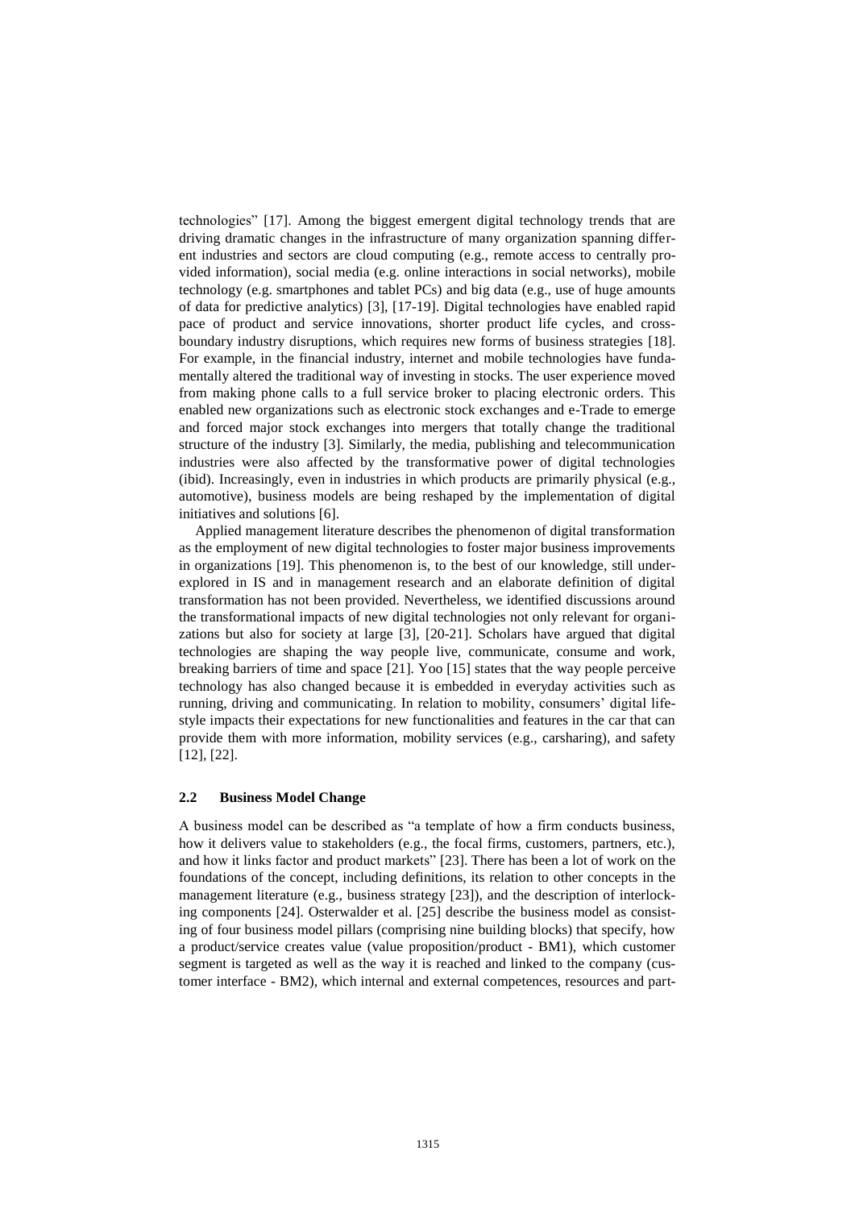technologies" [17]. Among the biggest emergent digital technology trends that are driving dramatic changes in the infrastructure of many organization spanning different industries and sectors are cloud computing (e.g., remote access to centrally provided information), social media (e.g. online interactions in social networks), mobile technology (e.g. smartphones and tablet PCs) and big data (e.g., use of huge amounts of data for predictive analytics) [3], [17-19]. Digital technologies have enabled rapid pace of product and service innovations, shorter product life cycles, and cross-boundary industry disruptions, which requires new forms of business strategies [18]. For example, in the financial industry, internet and mobile technologies have fundamentally altered the traditional way of investing in stocks. The user experience moved from making phone calls to a full service broker to placing electronic orders. This enabled new organizations such as electronic stock exchanges and e-Trade to emerge and forced major stock exchanges into mergers that totally change the traditional structure of the industry [3]. Similarly, the media, publishing and telecommunication industries were also affected by the transformative power of digital technologies (ibid). Increasingly, even in industries in which products are primarily physical (e.g., automotive), business models are being reshaped by the implementation of digital initiatives and solutions [6].

Applied management literature describes the phenomenon of digital transformation as the employment of new digital technologies to foster major business improvements in organizations [19]. This phenomenon is, to the best of our knowledge, still under-explored in IS and in management research and an elaborate definition of digital transformation has not been provided. Nevertheless, we identified discussions around the transformational impacts of new digital technologies not only relevant for organizations but also for society at large [3], [20-21]. Scholars have argued that digital technologies are shaping the way people live, communicate, consume and work, breaking barriers of time and space [21]. Yoo [15] states that the way people perceive technology has also changed because it is embedded in everyday activities such as running, driving and communicating. In relation to mobility, consumers' digital lifestyle impacts their expectations for new functionalities and features in the car that can provide them with more information, mobility services (e.g., carsharing), and safety [12], [22].

### 2.2 Business Model Change

A business model can be described as "a template of how a firm conducts business, how it delivers value to stakeholders (e.g., the focal firms, customers, partners, etc.), and how it links factor and product markets" [23]. There has been a lot of work on the foundations of the concept, including definitions, its relation to other concepts in the management literature (e.g., business strategy [23]), and the description of interlocking components [24]. Osterwalder et al. [25] describe the business model as consisting of four business model pillars (comprising nine building blocks) that specify, how a product/service creates value (value proposition/product - BM1), which customer segment is targeted as well as the way it is reached and linked to the company (customer interface - BM2), which internal and external competences, resources and part-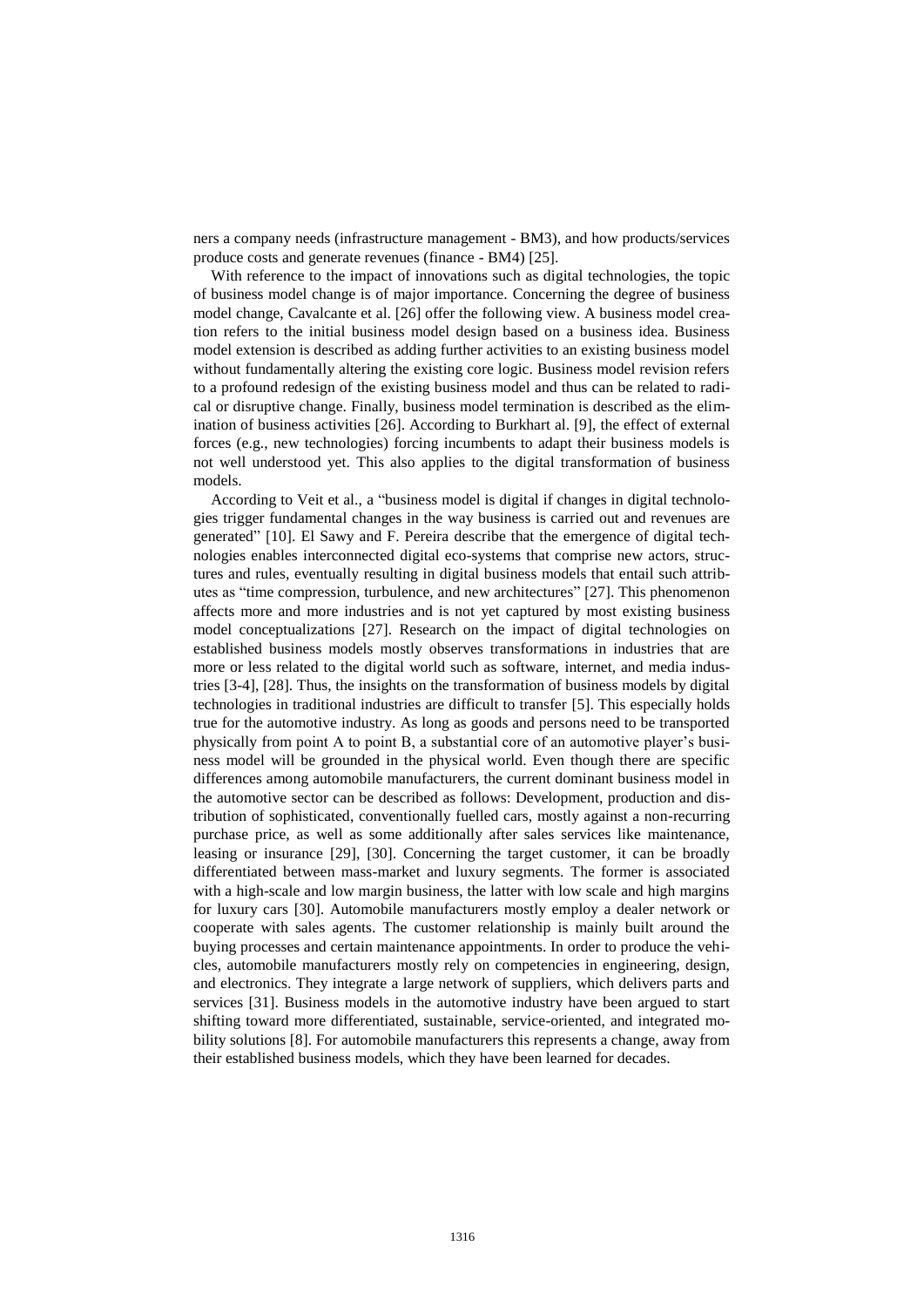ners a company needs (infrastructure management - BM3), and how products/services produce costs and generate revenues (finance - BM4) [25].

With reference to the impact of innovations such as digital technologies, the topic of business model change is of major importance. Concerning the degree of business model change, Cavalcante et al. [26] offer the following view. A business model creation refers to the initial business model design based on a business idea. Business model extension is described as adding further activities to an existing business model without fundamentally altering the existing core logic. Business model revision refers to a profound redesign of the existing business model and thus can be related to radical or disruptive change. Finally, business model termination is described as the elimination of business activities [26]. According to Burkhart al. [9], the effect of external forces (e.g., new technologies) forcing incumbents to adapt their business models is not well understood yet. This also applies to the digital transformation of business models.

According to Veit et al., a "business model is digital if changes in digital technologies trigger fundamental changes in the way business is carried out and revenues are generated" [10]. El Sawy and F. Pereira describe that the emergence of digital technologies enables interconnected digital eco-systems that comprise new actors, structures and rules, eventually resulting in digital business models that entail such attributes as "time compression, turbulence, and new architectures" [27]. This phenomenon affects more and more industries and is not yet captured by most existing business model conceptualizations [27]. Research on the impact of digital technologies on established business models mostly observes transformations in industries that are more or less related to the digital world such as software, internet, and media industries [3-4], [28]. Thus, the insights on the transformation of business models by digital technologies in traditional industries are difficult to transfer [5]. This especially holds true for the automotive industry. As long as goods and persons need to be transported physically from point A to point B, a substantial core of an automotive player's business model will be grounded in the physical world. Even though there are specific differences among automobile manufacturers, the current dominant business model in the automotive sector can be described as follows: Development, production and distribution of sophisticated, conventionally fuelled cars, mostly against a non-recurring purchase price, as well as some additionally after sales services like maintenance, leasing or insurance [29], [30]. Concerning the target customer, it can be broadly differentiated between mass-market and luxury segments. The former is associated with a high-scale and low margin business, the latter with low scale and high margins for luxury cars [30]. Automobile manufacturers mostly employ a dealer network or cooperate with sales agents. The customer relationship is mainly built around the buying processes and certain maintenance appointments. In order to produce the vehicles, automobile manufacturers mostly rely on competencies in engineering, design, and electronics. They integrate a large network of suppliers, which delivers parts and services [31]. Business models in the automotive industry have been argued to start shifting toward more differentiated, sustainable, service-oriented, and integrated mobility solutions [8]. For automobile manufacturers this represents a change, away from their established business models, which they have been learned for decades.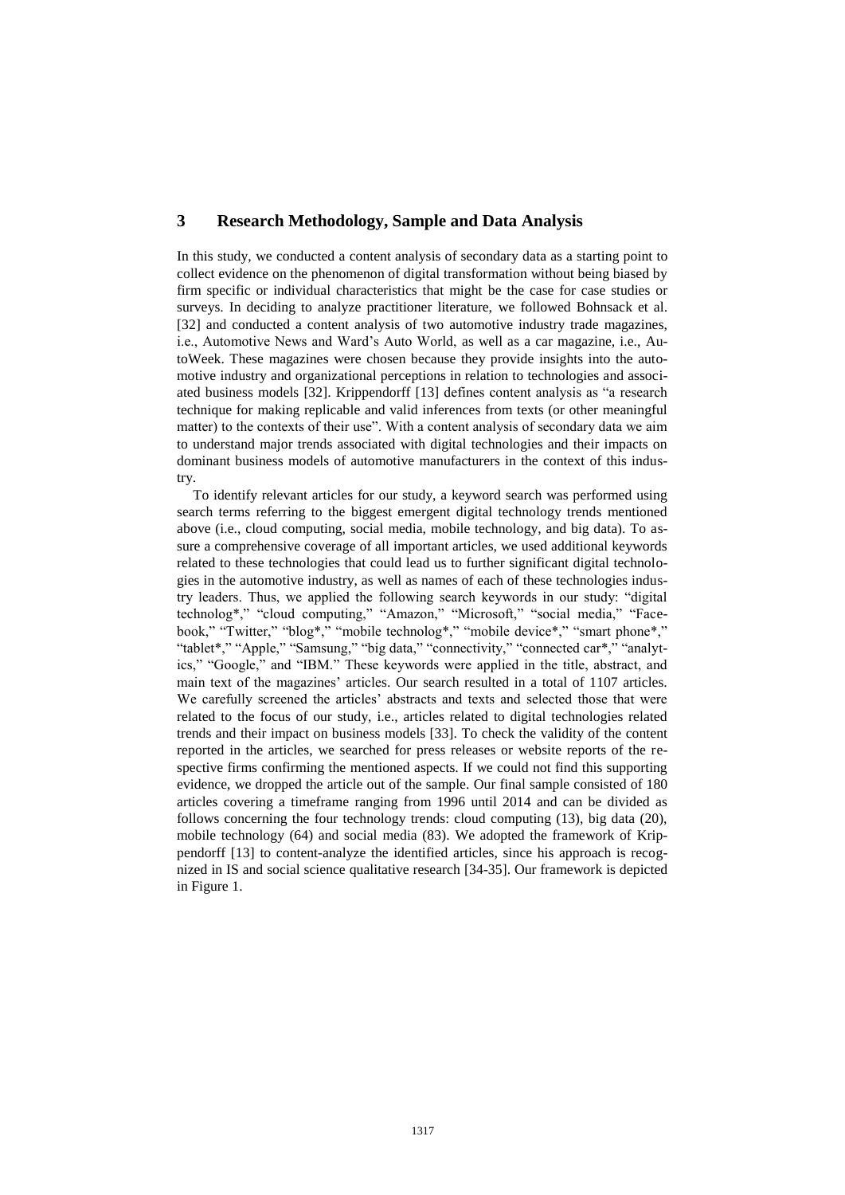## 3 Research Methodology, Sample and Data Analysis

In this study, we conducted a content analysis of secondary data as a starting point to collect evidence on the phenomenon of digital transformation without being biased by firm specific or individual characteristics that might be the case for case studies or surveys. In deciding to analyze practitioner literature, we followed Bohnsack et al. [32] and conducted a content analysis of two automotive industry trade magazines, i.e., Automotive News and Ward's Auto World, as well as a car magazine, i.e., AutoWeek. These magazines were chosen because they provide insights into the automotive industry and organizational perceptions in relation to technologies and associated business models [32]. Krippendorff [13] defines content analysis as "a research technique for making replicable and valid inferences from texts (or other meaningful matter) to the contexts of their use". With a content analysis of secondary data we aim to understand major trends associated with digital technologies and their impacts on dominant business models of automotive manufacturers in the context of this industry.

To identify relevant articles for our study, a keyword search was performed using search terms referring to the biggest emergent digital technology trends mentioned above (i.e., cloud computing, social media, mobile technology, and big data). To assure a comprehensive coverage of all important articles, we used additional keywords related to these technologies that could lead us to further significant digital technologies in the automotive industry, as well as names of each of these technologies industry leaders. Thus, we applied the following search keywords in our study: "digital technolog*," "cloud computing," "Amazon," "Microsoft," "social media," "Facebook," "Twitter," "blog*," "mobile technolog*," "mobile device*," "smart phone*," "tablet*," "Apple," "Samsung," "big data," "connectivity," "connected car*," "analytics," "Google," and "IBM." These keywords were applied in the title, abstract, and main text of the magazines' articles. Our search resulted in a total of 1107 articles. We carefully screened the articles' abstracts and texts and selected those that were related to the focus of our study, i.e., articles related to digital technologies related trends and their impact on business models [33]. To check the validity of the content reported in the articles, we searched for press releases or website reports of the respective firms confirming the mentioned aspects. If we could not find this supporting evidence, we dropped the article out of the sample. Our final sample consisted of 180 articles covering a timeframe ranging from 1996 until 2014 and can be divided as follows concerning the four technology trends: cloud computing (13), big data (20), mobile technology (64) and social media (83). We adopted the framework of Krippendorff [13] to content-analyze the identified articles, since his approach is recognized in IS and social science qualitative research [34-35]. Our framework is depicted in Figure 1.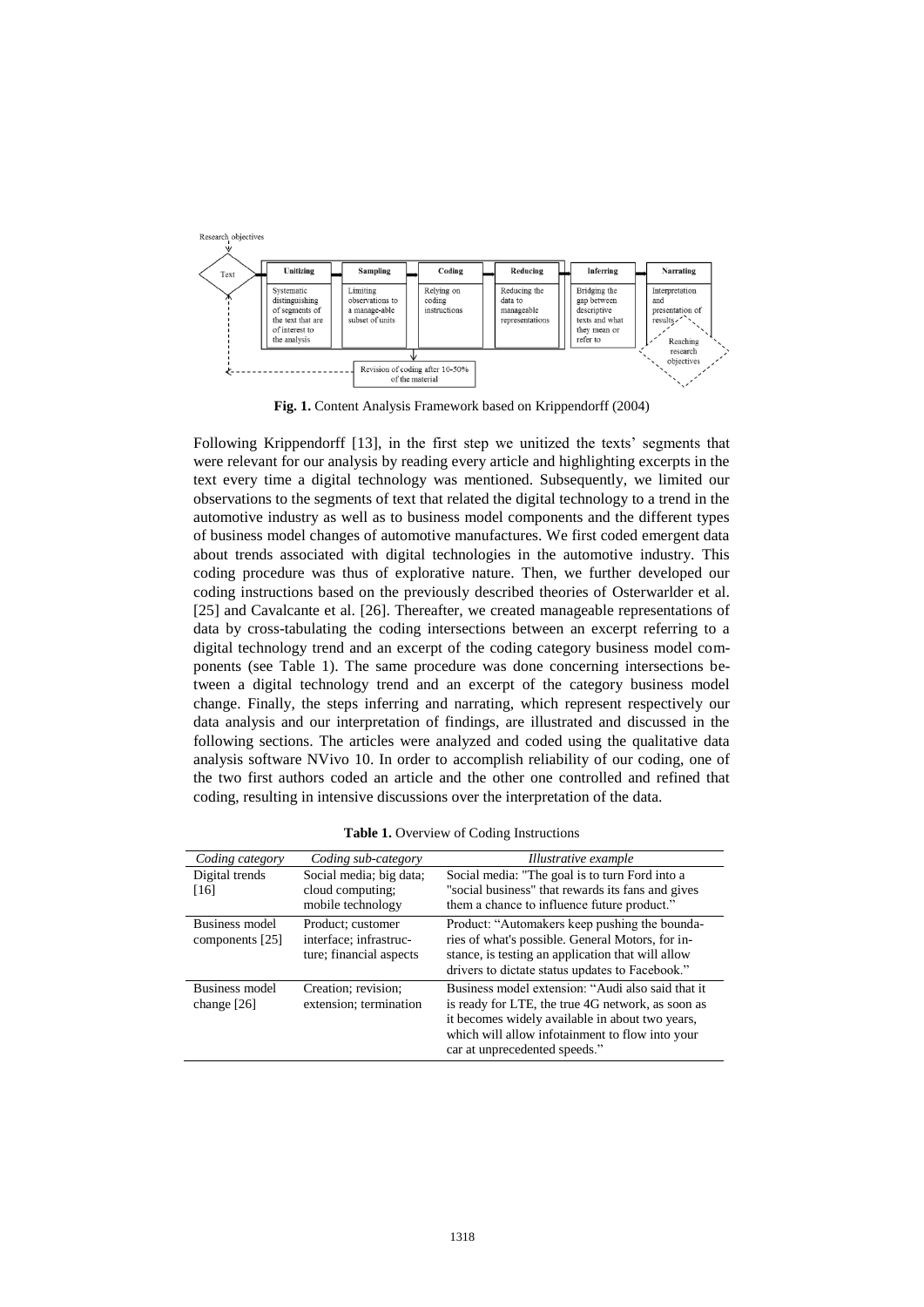**Fig. 1.** Content Analysis Framework based on Krippendorff (2004)

Following Krippendorff [13], in the first step we unitized the texts' segments that were relevant for our analysis by reading every article and highlighting excerpts in the text every time a digital technology was mentioned. Subsequently, we limited our observations to the segments of text that related the digital technology to a trend in the automotive industry as well as to business model components and the different types of business model changes of automotive manufactures. We first coded emergent data about trends associated with digital technologies in the automotive industry. This coding procedure was thus of explorative nature. Then, we further developed our coding instructions based on the previously described theories of Osterwarlder et al. [25] and Cavalcante et al. [26]. Thereafter, we created manageable representations of data by cross-tabulating the coding intersections between an excerpt referring to a digital technology trend and an excerpt of the coding category business model components (see Table 1). The same procedure was done concerning intersections between a digital technology trend and an excerpt of the category business model change. Finally, the steps inferring and narrating, which represent respectively our data analysis and our interpretation of findings, are illustrated and discussed in the following sections. The articles were analyzed and coded using the qualitative data analysis software NVivo 10. In order to accomplish reliability of our coding, one of the two first authors coded an article and the other one controlled and refined that coding, resulting in intensive discussions over the interpretation of the data.

**Table 1.** Overview of Coding Instructions

| *Coding category* | *Coding sub-category* | *Illustrative example* |
|---|---|---|
| Digital trends [16] | Social media; big data; cloud computing; mobile technology | Social media: "The goal is to turn Ford into a "social business" that rewards its fans and gives them a chance to influence future product." |
| Business model components [25] | Product; customer interface; infrastructure; financial aspects | Product: "Automakers keep pushing the boundaries of what's possible. General Motors, for instance, is testing an application that will allow drivers to dictate status updates to Facebook." |
| Business model change [26] | Creation; revision; extension; termination | Business model extension: "Audi also said that it is ready for LTE, the true 4G network, as soon as it becomes widely available in about two years, which will allow infotainment to flow into your car at unprecedented speeds." |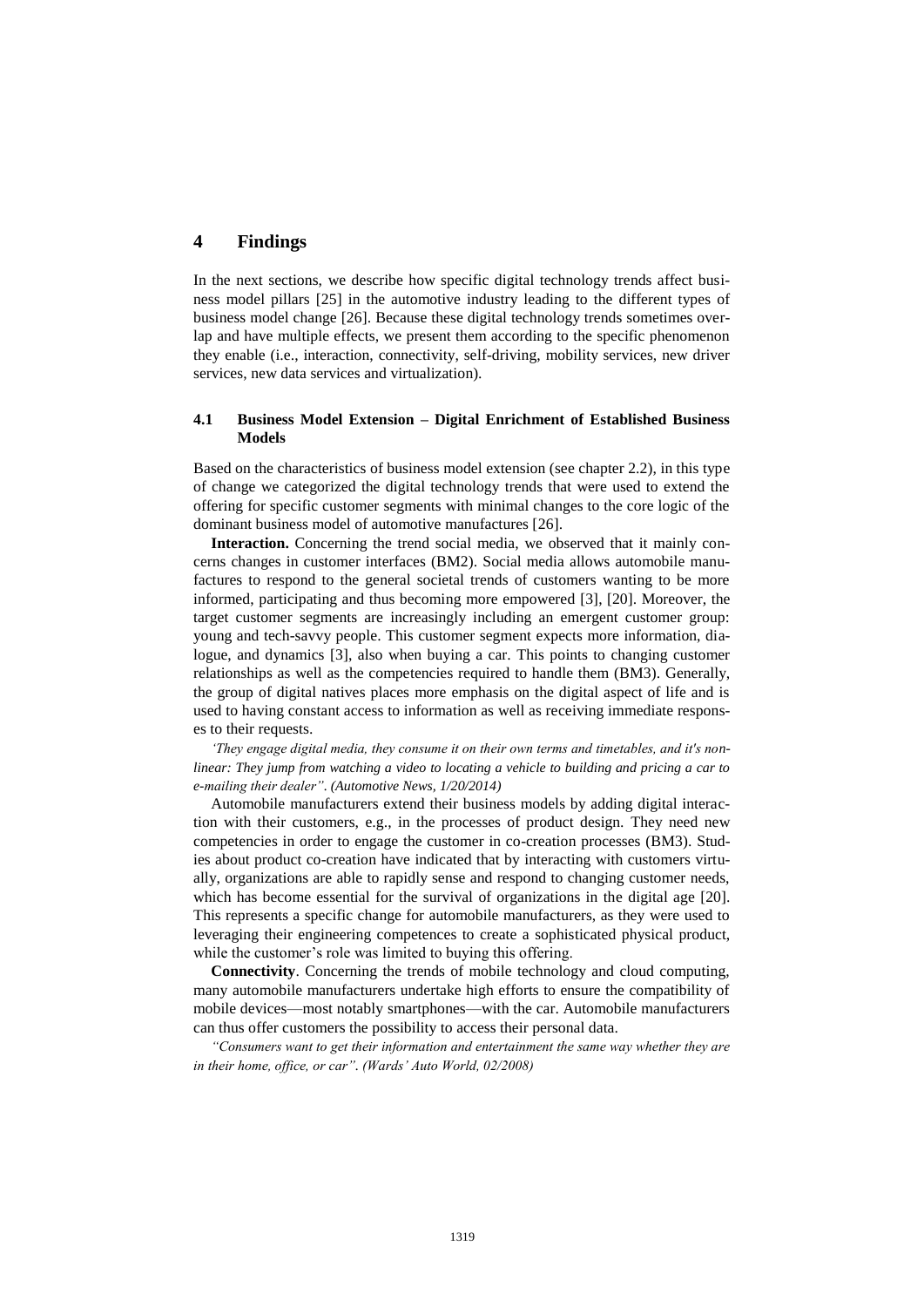## 4 Findings

In the next sections, we describe how specific digital technology trends affect business model pillars [25] in the automotive industry leading to the different types of business model change [26]. Because these digital technology trends sometimes overlap and have multiple effects, we present them according to the specific phenomenon they enable (i.e., interaction, connectivity, self-driving, mobility services, new driver services, new data services and virtualization).

### 4.1 Business Model Extension – Digital Enrichment of Established Business Models

Based on the characteristics of business model extension (see chapter 2.2), in this type of change we categorized the digital technology trends that were used to extend the offering for specific customer segments with minimal changes to the core logic of the dominant business model of automotive manufactures [26].

**Interaction.** Concerning the trend social media, we observed that it mainly concerns changes in customer interfaces (BM2). Social media allows automobile manufactures to respond to the general societal trends of customers wanting to be more informed, participating and thus becoming more empowered [3], [20]. Moreover, the target customer segments are increasingly including an emergent customer group: young and tech-savvy people. This customer segment expects more information, dialogue, and dynamics [3], also when buying a car. This points to changing customer relationships as well as the competencies required to handle them (BM3). Generally, the group of digital natives places more emphasis on the digital aspect of life and is used to having constant access to information as well as receiving immediate responses to their requests.

*'They engage digital media, they consume it on their own terms and timetables, and it's non-linear: They jump from watching a video to locating a vehicle to building and pricing a car to e-mailing their dealer". (Automotive News, 1/20/2014)*

Automobile manufacturers extend their business models by adding digital interaction with their customers, e.g., in the processes of product design. They need new competencies in order to engage the customer in co-creation processes (BM3). Studies about product co-creation have indicated that by interacting with customers virtually, organizations are able to rapidly sense and respond to changing customer needs, which has become essential for the survival of organizations in the digital age [20]. This represents a specific change for automobile manufacturers, as they were used to leveraging their engineering competences to create a sophisticated physical product, while the customer's role was limited to buying this offering.

**Connectivity**. Concerning the trends of mobile technology and cloud computing, many automobile manufacturers undertake high efforts to ensure the compatibility of mobile devices—most notably smartphones—with the car. Automobile manufacturers can thus offer customers the possibility to access their personal data.

*"Consumers want to get their information and entertainment the same way whether they are in their home, office, or car". (Wards' Auto World, 02/2008)*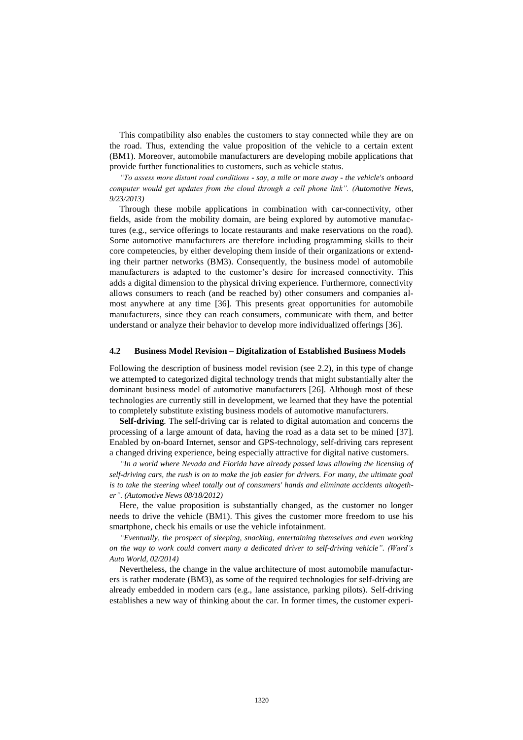This compatibility also enables the customers to stay connected while they are on the road. Thus, extending the value proposition of the vehicle to a certain extent (BM1). Moreover, automobile manufacturers are developing mobile applications that provide further functionalities to customers, such as vehicle status.

*"To assess more distant road conditions - say, a mile or more away - the vehicle's onboard computer would get updates from the cloud through a cell phone link". (Automotive News, 9/23/2013)*

Through these mobile applications in combination with car-connectivity, other fields, aside from the mobility domain, are being explored by automotive manufactures (e.g., service offerings to locate restaurants and make reservations on the road). Some automotive manufacturers are therefore including programming skills to their core competencies, by either developing them inside of their organizations or extending their partner networks (BM3). Consequently, the business model of automobile manufacturers is adapted to the customer's desire for increased connectivity. This adds a digital dimension to the physical driving experience. Furthermore, connectivity allows consumers to reach (and be reached by) other consumers and companies almost anywhere at any time [36]. This presents great opportunities for automobile manufacturers, since they can reach consumers, communicate with them, and better understand or analyze their behavior to develop more individualized offerings [36].

### 4.2 Business Model Revision – Digitalization of Established Business Models

Following the description of business model revision (see 2.2), in this type of change we attempted to categorized digital technology trends that might substantially alter the dominant business model of automotive manufacturers [26]. Although most of these technologies are currently still in development, we learned that they have the potential to completely substitute existing business models of automotive manufacturers.

**Self-driving**. The self-driving car is related to digital automation and concerns the processing of a large amount of data, having the road as a data set to be mined [37]. Enabled by on-board Internet, sensor and GPS-technology, self-driving cars represent a changed driving experience, being especially attractive for digital native customers.

*"In a world where Nevada and Florida have already passed laws allowing the licensing of self-driving cars, the rush is on to make the job easier for drivers. For many, the ultimate goal is to take the steering wheel totally out of consumers' hands and eliminate accidents altogether". (Automotive News 08/18/2012)*

Here, the value proposition is substantially changed, as the customer no longer needs to drive the vehicle (BM1). This gives the customer more freedom to use his smartphone, check his emails or use the vehicle infotainment.

*"Eventually, the prospect of sleeping, snacking, entertaining themselves and even working on the way to work could convert many a dedicated driver to self-driving vehicle". (Ward's Auto World, 02/2014)*

Nevertheless, the change in the value architecture of most automobile manufacturers is rather moderate (BM3), as some of the required technologies for self-driving are already embedded in modern cars (e.g., lane assistance, parking pilots). Self-driving establishes a new way of thinking about the car. In former times, the customer experi-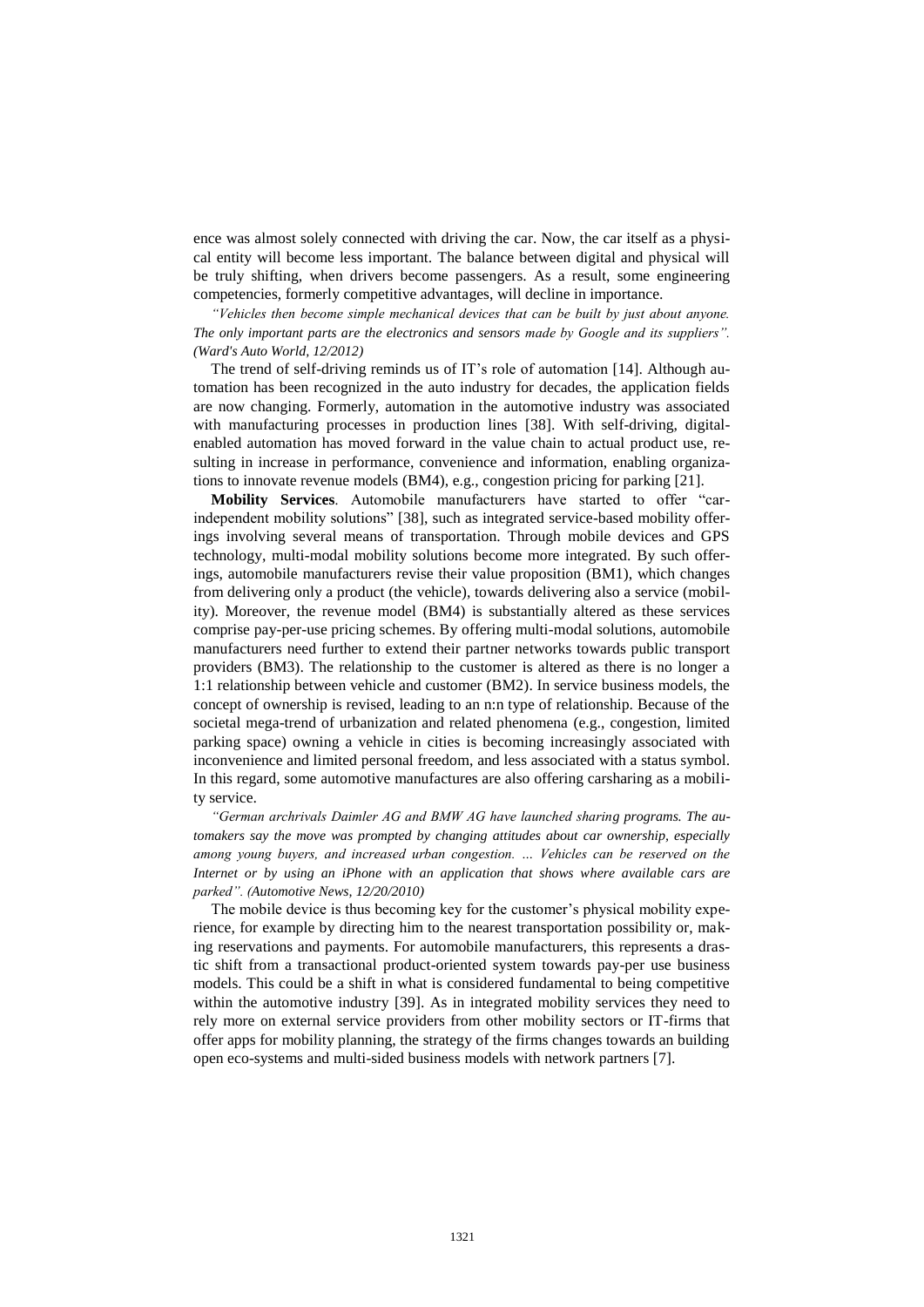ence was almost solely connected with driving the car. Now, the car itself as a physical entity will become less important. The balance between digital and physical will be truly shifting, when drivers become passengers. As a result, some engineering competencies, formerly competitive advantages, will decline in importance.

*"Vehicles then become simple mechanical devices that can be built by just about anyone. The only important parts are the electronics and sensors made by Google and its suppliers". (Ward's Auto World, 12/2012)*

The trend of self-driving reminds us of IT's role of automation [14]. Although automation has been recognized in the auto industry for decades, the application fields are now changing. Formerly, automation in the automotive industry was associated with manufacturing processes in production lines [38]. With self-driving, digital-enabled automation has moved forward in the value chain to actual product use, resulting in increase in performance, convenience and information, enabling organizations to innovate revenue models (BM4), e.g., congestion pricing for parking [21].

**Mobility Services**. Automobile manufacturers have started to offer "car-independent mobility solutions" [38], such as integrated service-based mobility offerings involving several means of transportation. Through mobile devices and GPS technology, multi-modal mobility solutions become more integrated. By such offerings, automobile manufacturers revise their value proposition (BM1), which changes from delivering only a product (the vehicle), towards delivering also a service (mobility). Moreover, the revenue model (BM4) is substantially altered as these services comprise pay-per-use pricing schemes. By offering multi-modal solutions, automobile manufacturers need further to extend their partner networks towards public transport providers (BM3). The relationship to the customer is altered as there is no longer a 1:1 relationship between vehicle and customer (BM2). In service business models, the concept of ownership is revised, leading to an n:n type of relationship. Because of the societal mega-trend of urbanization and related phenomena (e.g., congestion, limited parking space) owning a vehicle in cities is becoming increasingly associated with inconvenience and limited personal freedom, and less associated with a status symbol. In this regard, some automotive manufactures are also offering carsharing as a mobility service.

*"German archrivals Daimler AG and BMW AG have launched sharing programs. The automakers say the move was prompted by changing attitudes about car ownership, especially among young buyers, and increased urban congestion. … Vehicles can be reserved on the Internet or by using an iPhone with an application that shows where available cars are parked". (Automotive News, 12/20/2010)*

The mobile device is thus becoming key for the customer's physical mobility experience, for example by directing him to the nearest transportation possibility or, making reservations and payments. For automobile manufacturers, this represents a drastic shift from a transactional product-oriented system towards pay-per use business models. This could be a shift in what is considered fundamental to being competitive within the automotive industry [39]. As in integrated mobility services they need to rely more on external service providers from other mobility sectors or IT-firms that offer apps for mobility planning, the strategy of the firms changes towards an building open eco-systems and multi-sided business models with network partners [7].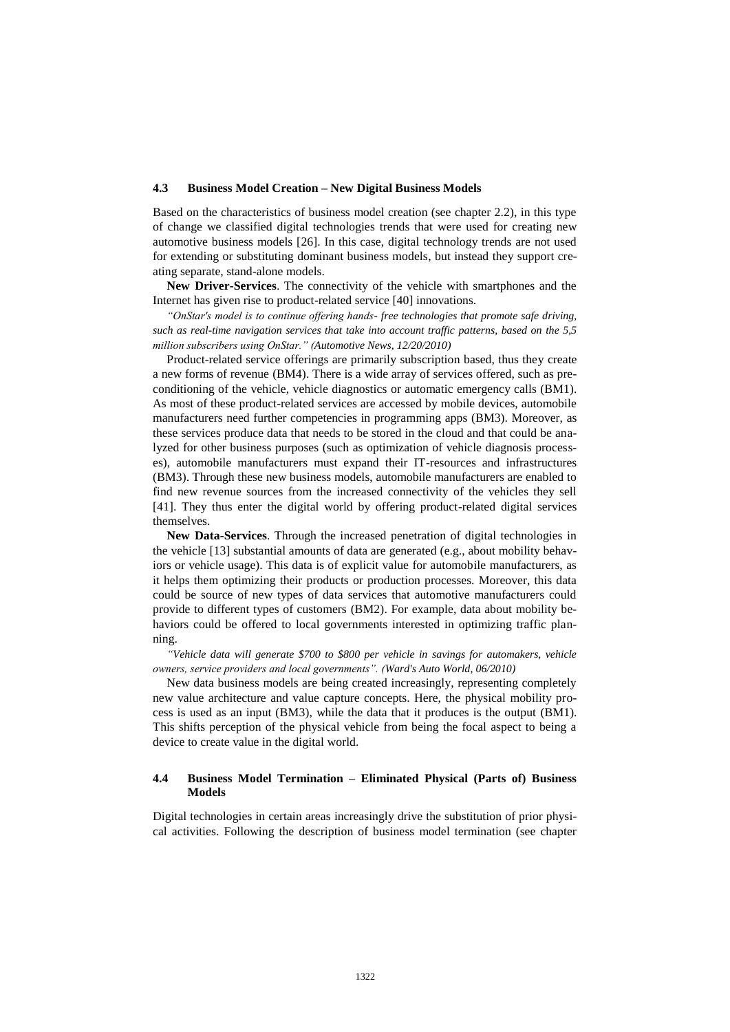### 4.3 Business Model Creation – New Digital Business Models

Based on the characteristics of business model creation (see chapter 2.2), in this type of change we classified digital technologies trends that were used for creating new automotive business models [26]. In this case, digital technology trends are not used for extending or substituting dominant business models, but instead they support creating separate, stand-alone models.

**New Driver-Services**. The connectivity of the vehicle with smartphones and the Internet has given rise to product-related service [40] innovations.

*"OnStar's model is to continue offering hands- free technologies that promote safe driving, such as real-time navigation services that take into account traffic patterns, based on the 5,5 million subscribers using OnStar." (Automotive News, 12/20/2010)*

Product-related service offerings are primarily subscription based, thus they create a new forms of revenue (BM4). There is a wide array of services offered, such as preconditioning of the vehicle, vehicle diagnostics or automatic emergency calls (BM1). As most of these product-related services are accessed by mobile devices, automobile manufacturers need further competencies in programming apps (BM3). Moreover, as these services produce data that needs to be stored in the cloud and that could be analyzed for other business purposes (such as optimization of vehicle diagnosis processes), automobile manufacturers must expand their IT-resources and infrastructures (BM3). Through these new business models, automobile manufacturers are enabled to find new revenue sources from the increased connectivity of the vehicles they sell [41]. They thus enter the digital world by offering product-related digital services themselves.

**New Data-Services**. Through the increased penetration of digital technologies in the vehicle [13] substantial amounts of data are generated (e.g., about mobility behaviors or vehicle usage). This data is of explicit value for automobile manufacturers, as it helps them optimizing their products or production processes. Moreover, this data could be source of new types of data services that automotive manufacturers could provide to different types of customers (BM2). For example, data about mobility behaviors could be offered to local governments interested in optimizing traffic planning.

*"Vehicle data will generate $700 to $800 per vehicle in savings for automakers, vehicle owners, service providers and local governments". (Ward's Auto World, 06/2010)*

New data business models are being created increasingly, representing completely new value architecture and value capture concepts. Here, the physical mobility process is used as an input (BM3), while the data that it produces is the output (BM1). This shifts perception of the physical vehicle from being the focal aspect to being a device to create value in the digital world.

### 4.4 Business Model Termination – Eliminated Physical (Parts of) Business Models

Digital technologies in certain areas increasingly drive the substitution of prior physical activities. Following the description of business model termination (see chapter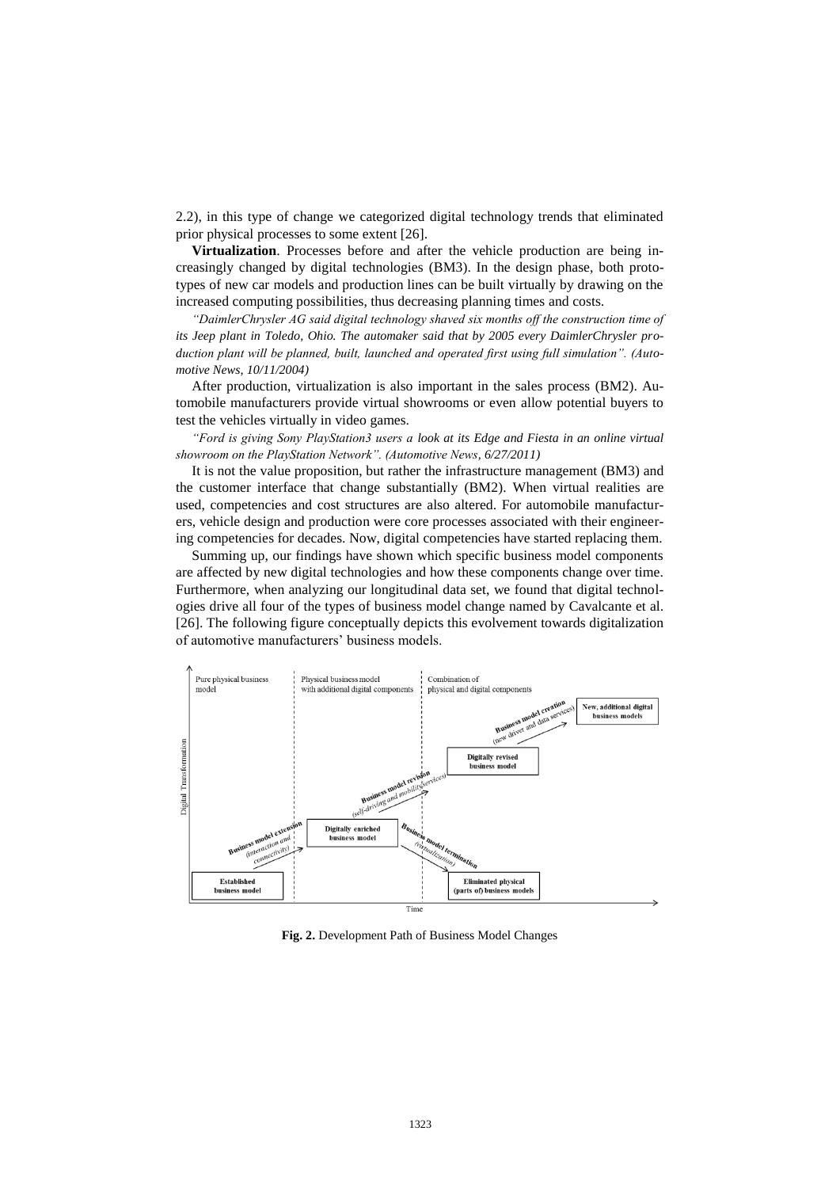2.2), in this type of change we categorized digital technology trends that eliminated prior physical processes to some extent [26].

**Virtualization**. Processes before and after the vehicle production are being increasingly changed by digital technologies (BM3). In the design phase, both prototypes of new car models and production lines can be built virtually by drawing on the increased computing possibilities, thus decreasing planning times and costs.

*"DaimlerChrysler AG said digital technology shaved six months off the construction time of its Jeep plant in Toledo, Ohio. The automaker said that by 2005 every DaimlerChrysler production plant will be planned, built, launched and operated first using full simulation". (Automotive News, 10/11/2004)*

After production, virtualization is also important in the sales process (BM2). Automobile manufacturers provide virtual showrooms or even allow potential buyers to test the vehicles virtually in video games.

*"Ford is giving Sony PlayStation3 users a look at its Edge and Fiesta in an online virtual showroom on the PlayStation Network". (Automotive News, 6/27/2011)*

It is not the value proposition, but rather the infrastructure management (BM3) and the customer interface that change substantially (BM2). When virtual realities are used, competencies and cost structures are also altered. For automobile manufacturers, vehicle design and production were core processes associated with their engineering competencies for decades. Now, digital competencies have started replacing them.

Summing up, our findings have shown which specific business model components are affected by new digital technologies and how these components change over time. Furthermore, when analyzing our longitudinal data set, we found that digital technologies drive all four of the types of business model change named by Cavalcante et al. [26]. The following figure conceptually depicts this evolvement towards digitalization of automotive manufacturers' business models.

**Fig. 2.** Development Path of Business Model Changes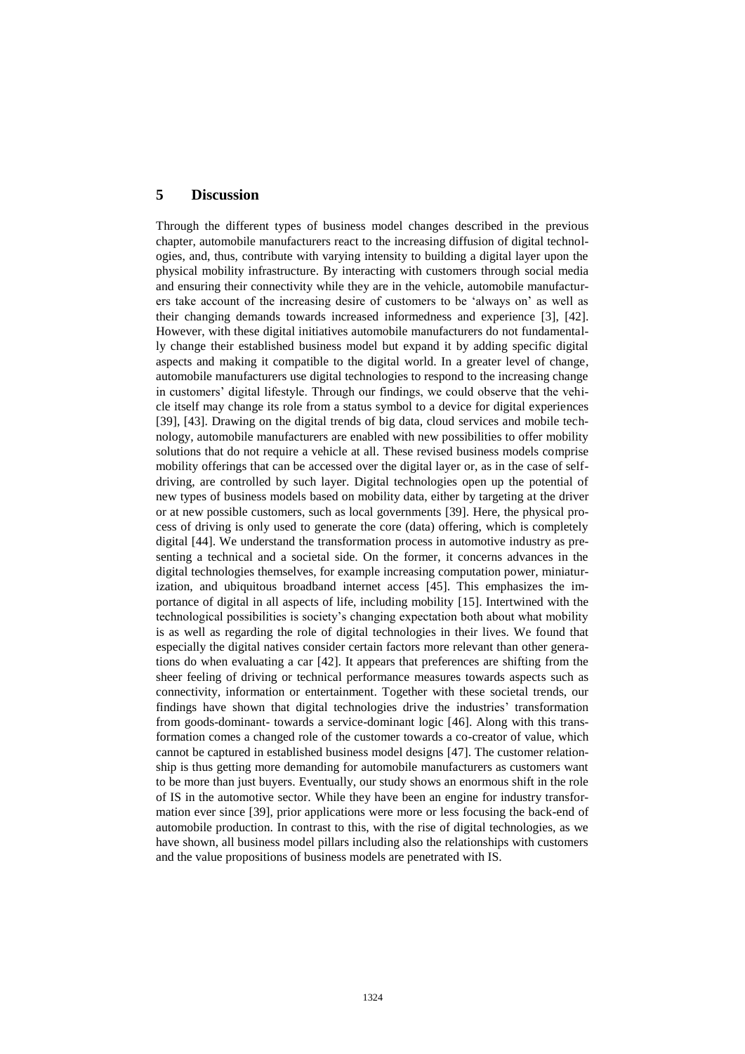## 5 Discussion

Through the different types of business model changes described in the previous chapter, automobile manufacturers react to the increasing diffusion of digital technologies, and, thus, contribute with varying intensity to building a digital layer upon the physical mobility infrastructure. By interacting with customers through social media and ensuring their connectivity while they are in the vehicle, automobile manufacturers take account of the increasing desire of customers to be 'always on' as well as their changing demands towards increased informedness and experience [3], [42]. However, with these digital initiatives automobile manufacturers do not fundamentally change their established business model but expand it by adding specific digital aspects and making it compatible to the digital world. In a greater level of change, automobile manufacturers use digital technologies to respond to the increasing change in customers' digital lifestyle. Through our findings, we could observe that the vehicle itself may change its role from a status symbol to a device for digital experiences [39], [43]. Drawing on the digital trends of big data, cloud services and mobile technology, automobile manufacturers are enabled with new possibilities to offer mobility solutions that do not require a vehicle at all. These revised business models comprise mobility offerings that can be accessed over the digital layer or, as in the case of self-driving, are controlled by such layer. Digital technologies open up the potential of new types of business models based on mobility data, either by targeting at the driver or at new possible customers, such as local governments [39]. Here, the physical process of driving is only used to generate the core (data) offering, which is completely digital [44]. We understand the transformation process in automotive industry as presenting a technical and a societal side. On the former, it concerns advances in the digital technologies themselves, for example increasing computation power, miniaturization, and ubiquitous broadband internet access [45]. This emphasizes the importance of digital in all aspects of life, including mobility [15]. Intertwined with the technological possibilities is society's changing expectation both about what mobility is as well as regarding the role of digital technologies in their lives. We found that especially the digital natives consider certain factors more relevant than other generations do when evaluating a car [42]. It appears that preferences are shifting from the sheer feeling of driving or technical performance measures towards aspects such as connectivity, information or entertainment. Together with these societal trends, our findings have shown that digital technologies drive the industries' transformation from goods-dominant- towards a service-dominant logic [46]. Along with this transformation comes a changed role of the customer towards a co-creator of value, which cannot be captured in established business model designs [47]. The customer relationship is thus getting more demanding for automobile manufacturers as customers want to be more than just buyers. Eventually, our study shows an enormous shift in the role of IS in the automotive sector. While they have been an engine for industry transformation ever since [39], prior applications were more or less focusing the back-end of automobile production. In contrast to this, with the rise of digital technologies, as we have shown, all business model pillars including also the relationships with customers and the value propositions of business models are penetrated with IS.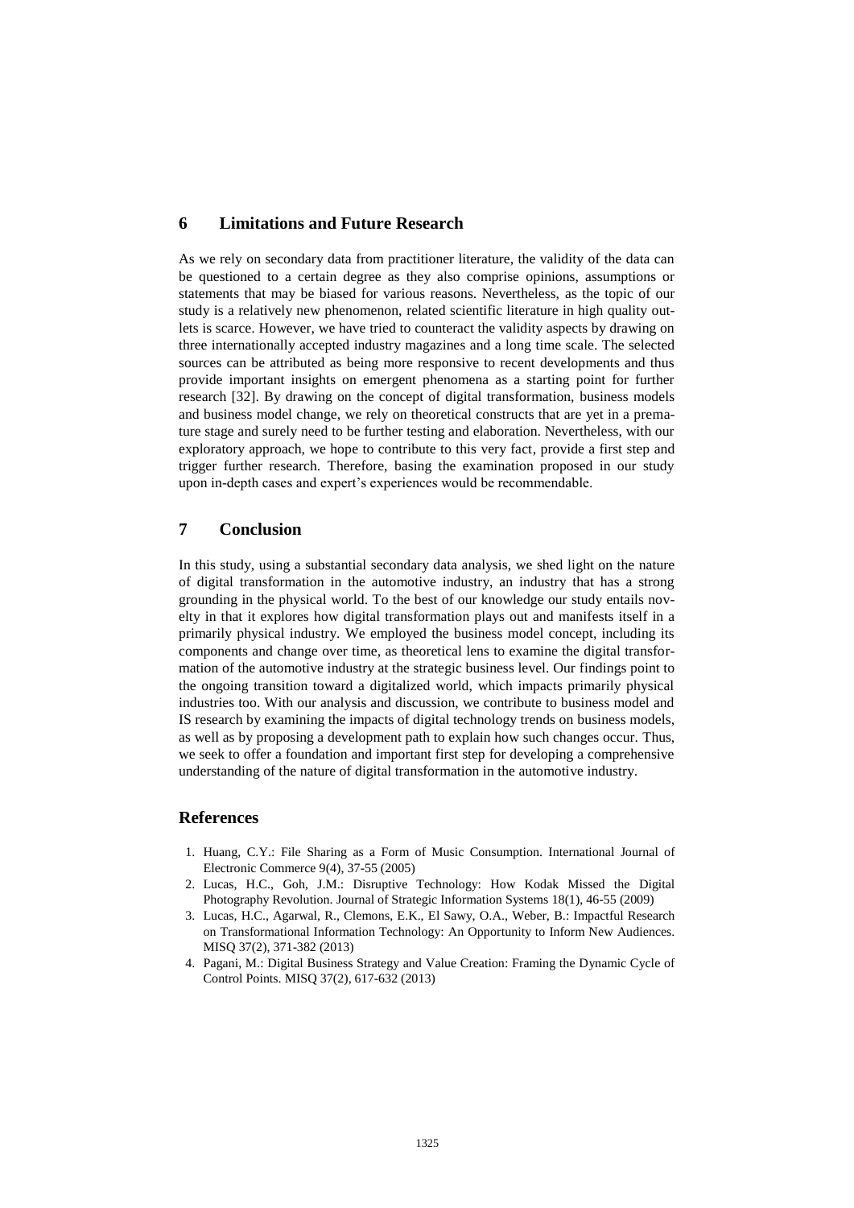## 6 Limitations and Future Research

As we rely on secondary data from practitioner literature, the validity of the data can be questioned to a certain degree as they also comprise opinions, assumptions or statements that may be biased for various reasons. Nevertheless, as the topic of our study is a relatively new phenomenon, related scientific literature in high quality outlets is scarce. However, we have tried to counteract the validity aspects by drawing on three internationally accepted industry magazines and a long time scale. The selected sources can be attributed as being more responsive to recent developments and thus provide important insights on emergent phenomena as a starting point for further research [32]. By drawing on the concept of digital transformation, business models and business model change, we rely on theoretical constructs that are yet in a premature stage and surely need to be further testing and elaboration. Nevertheless, with our exploratory approach, we hope to contribute to this very fact, provide a first step and trigger further research. Therefore, basing the examination proposed in our study upon in-depth cases and expert's experiences would be recommendable.

## 7 Conclusion

In this study, using a substantial secondary data analysis, we shed light on the nature of digital transformation in the automotive industry, an industry that has a strong grounding in the physical world. To the best of our knowledge our study entails novelty in that it explores how digital transformation plays out and manifests itself in a primarily physical industry. We employed the business model concept, including its components and change over time, as theoretical lens to examine the digital transformation of the automotive industry at the strategic business level. Our findings point to the ongoing transition toward a digitalized world, which impacts primarily physical industries too. With our analysis and discussion, we contribute to business model and IS research by examining the impacts of digital technology trends on business models, as well as by proposing a development path to explain how such changes occur. Thus, we seek to offer a foundation and important first step for developing a comprehensive understanding of the nature of digital transformation in the automotive industry.

## References

1. Huang, C.Y.: File Sharing as a Form of Music Consumption. International Journal of Electronic Commerce 9(4), 37-55 (2005)
2. Lucas, H.C., Goh, J.M.: Disruptive Technology: How Kodak Missed the Digital Photography Revolution. Journal of Strategic Information Systems 18(1), 46-55 (2009)
3. Lucas, H.C., Agarwal, R., Clemons, E.K., El Sawy, O.A., Weber, B.: Impactful Research on Transformational Information Technology: An Opportunity to Inform New Audiences. MISQ 37(2), 371-382 (2013)
4. Pagani, M.: Digital Business Strategy and Value Creation: Framing the Dynamic Cycle of Control Points. MISQ 37(2), 617-632 (2013)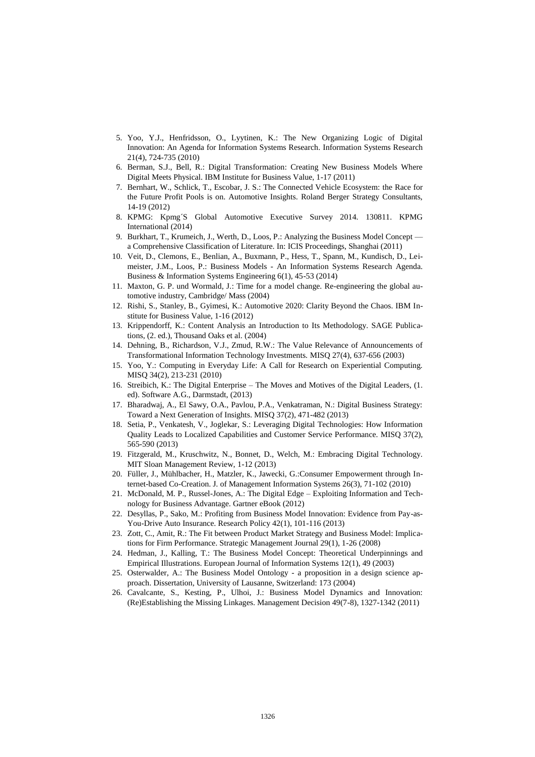5. Yoo, Y.J., Henfridsson, O., Lyytinen, K.: The New Organizing Logic of Digital Innovation: An Agenda for Information Systems Research. Information Systems Research 21(4), 724-735 (2010)
6. Berman, S.J., Bell, R.: Digital Transformation: Creating New Business Models Where Digital Meets Physical. IBM Institute for Business Value, 1-17 (2011)
7. Bernhart, W., Schlick, T., Escobar, J. S.: The Connected Vehicle Ecosystem: the Race for the Future Profit Pools is on. Automotive Insights. Roland Berger Strategy Consultants, 14-19 (2012)
8. KPMG: Kpmg´S Global Automotive Executive Survey 2014. 130811. KPMG International (2014)
9. Burkhart, T., Krumeich, J., Werth, D., Loos, P.: Analyzing the Business Model Concept — a Comprehensive Classification of Literature. In: ICIS Proceedings, Shanghai (2011)
10. Veit, D., Clemons, E., Benlian, A., Buxmann, P., Hess, T., Spann, M., Kundisch, D., Leimeister, J.M., Loos, P.: Business Models - An Information Systems Research Agenda. Business & Information Systems Engineering 6(1), 45-53 (2014)
11. Maxton, G. P. und Wormald, J.: Time for a model change. Re-engineering the global automotive industry, Cambridge/ Mass (2004)
12. Rishi, S., Stanley, B., Gyimesi, K.: Automotive 2020: Clarity Beyond the Chaos. IBM Institute for Business Value, 1-16 (2012)
13. Krippendorff, K.: Content Analysis an Introduction to Its Methodology. SAGE Publications, (2. ed.), Thousand Oaks et al. (2004)
14. Dehning, B., Richardson, V.J., Zmud, R.W.: The Value Relevance of Announcements of Transformational Information Technology Investments. MISQ 27(4), 637-656 (2003)
15. Yoo, Y.: Computing in Everyday Life: A Call for Research on Experiential Computing. MISQ 34(2), 213-231 (2010)
16. Streibich, K.: The Digital Enterprise – The Moves and Motives of the Digital Leaders, (1. ed). Software A.G., Darmstadt, (2013)
17. Bharadwaj, A., El Sawy, O.A., Pavlou, P.A., Venkatraman, N.: Digital Business Strategy: Toward a Next Generation of Insights. MISQ 37(2), 471-482 (2013)
18. Setia, P., Venkatesh, V., Joglekar, S.: Leveraging Digital Technologies: How Information Quality Leads to Localized Capabilities and Customer Service Performance. MISQ 37(2), 565-590 (2013)
19. Fitzgerald, M., Kruschwitz, N., Bonnet, D., Welch, M.: Embracing Digital Technology. MIT Sloan Management Review, 1-12 (2013)
20. Füller, J., Mühlbacher, H., Matzler, K., Jawecki, G.:Consumer Empowerment through Internet-based Co-Creation. J. of Management Information Systems 26(3), 71-102 (2010)
21. McDonald, M. P., Russel-Jones, A.: The Digital Edge – Exploiting Information and Technology for Business Advantage. Gartner eBook (2012)
22. Desyllas, P., Sako, M.: Profiting from Business Model Innovation: Evidence from Pay-as-You-Drive Auto Insurance. Research Policy 42(1), 101-116 (2013)
23. Zott, C., Amit, R.: The Fit between Product Market Strategy and Business Model: Implications for Firm Performance. Strategic Management Journal 29(1), 1-26 (2008)
24. Hedman, J., Kalling, T.: The Business Model Concept: Theoretical Underpinnings and Empirical Illustrations. European Journal of Information Systems 12(1), 49 (2003)
25. Osterwalder, A.: The Business Model Ontology - a proposition in a design science approach. Dissertation, University of Lausanne, Switzerland: 173 (2004)
26. Cavalcante, S., Kesting, P., Ulhoi, J.: Business Model Dynamics and Innovation: (Re)Establishing the Missing Linkages. Management Decision 49(7-8), 1327-1342 (2011)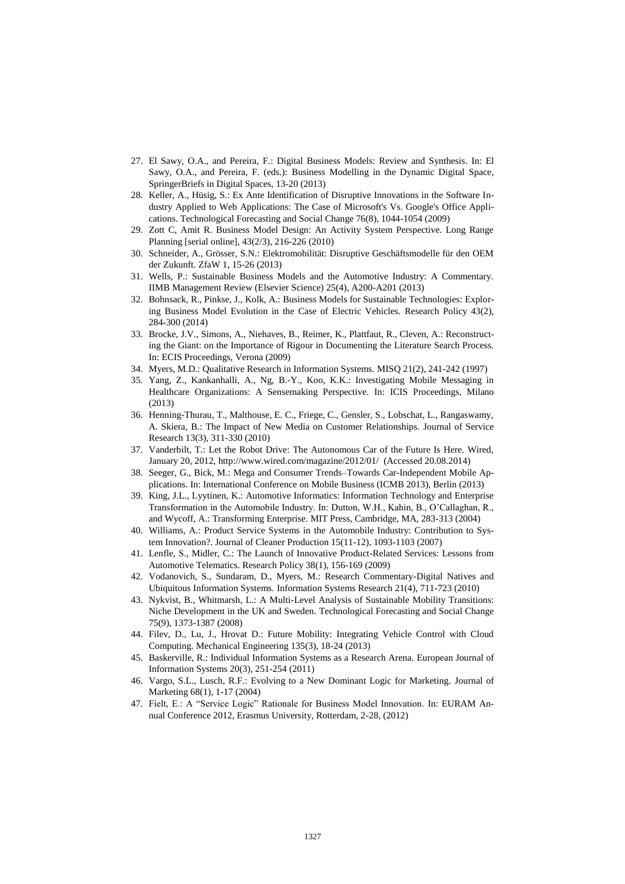27. El Sawy, O.A., and Pereira, F.: Digital Business Models: Review and Synthesis. In: El Sawy, O.A., and Pereira, F. (eds.): Business Modelling in the Dynamic Digital Space, SpringerBriefs in Digital Spaces, 13-20 (2013)
28. Keller, A., Hüsig, S.: Ex Ante Identification of Disruptive Innovations in the Software Industry Applied to Web Applications: The Case of Microsoft's Vs. Google's Office Applications. Technological Forecasting and Social Change 76(8), 1044-1054 (2009)
29. Zott C, Amit R. Business Model Design: An Activity System Perspective. Long Range Planning [serial online], 43(2/3), 216-226 (2010)
30. Schneider, A., Grösser, S.N.: Elektromobilität: Disruptive Geschäftsmodelle für den OEM der Zukunft. ZfaW 1, 15-26 (2013)
31. Wells, P.: Sustainable Business Models and the Automotive Industry: A Commentary. IIMB Management Review (Elsevier Science) 25(4), A200-A201 (2013)
32. Bohnsack, R., Pinkse, J., Kolk, A.: Business Models for Sustainable Technologies: Exploring Business Model Evolution in the Case of Electric Vehicles. Research Policy 43(2), 284-300 (2014)
33. Brocke, J.V., Simons, A., Niehaves, B., Reimer, K., Plattfaut, R., Cleven, A.: Reconstructing the Giant: on the Importance of Rigour in Documenting the Literature Search Process. In: ECIS Proceedings, Verona (2009)
34. Myers, M.D.: Qualitative Research in Information Systems. MISQ 21(2), 241-242 (1997)
35. Yang, Z., Kankanhalli, A., Ng, B.-Y., Koo, K.K.: Investigating Mobile Messaging in Healthcare Organizations: A Sensemaking Perspective. In: ICIS Proceedings, Milano (2013)
36. Henning-Thurau, T., Malthouse, E. C., Friege, C., Gensler, S., Lobschat, L., Rangaswamy, A. Skiera, B.: The Impact of New Media on Customer Relationships. Journal of Service Research 13(3), 311-330 (2010)
37. Vanderbilt, T.: Let the Robot Drive: The Autonomous Car of the Future Is Here. Wired, January 20, 2012, http://www.wired.com/magazine/2012/01/ (Accessed 20.08.2014)
38. Seeger, G., Bick, M.: Mega and Consumer Trends–Towards Car-Independent Mobile Applications. In: International Conference on Mobile Business (ICMB 2013), Berlin (2013)
39. King, J.L., Lyytinen, K.: Automotive Informatics: Information Technology and Enterprise Transformation in the Automobile Industry. In: Dutton, W.H., Kahin, B., O'Callaghan, R., and Wycoff, A.: Transforming Enterprise. MIT Press, Cambridge, MA, 283-313 (2004)
40. Williams, A.: Product Service Systems in the Automobile Industry: Contribution to System Innovation?. Journal of Cleaner Production 15(11-12), 1093-1103 (2007)
41. Lenfle, S., Midler, C.: The Launch of Innovative Product-Related Services: Lessons from Automotive Telematics. Research Policy 38(1), 156-169 (2009)
42. Vodanovich, S., Sundaram, D., Myers, M.: Research Commentary-Digital Natives and Ubiquitous Information Systems. Information Systems Research 21(4), 711-723 (2010)
43. Nykvist, B., Whitmarsh, L.: A Multi-Level Analysis of Sustainable Mobility Transitions: Niche Development in the UK and Sweden. Technological Forecasting and Social Change 75(9), 1373-1387 (2008)
44. Filev, D., Lu, J., Hrovat D.: Future Mobility: Integrating Vehicle Control with Cloud Computing. Mechanical Engineering 135(3), 18-24 (2013)
45. Baskerville, R.: Individual Information Systems as a Research Arena. European Journal of Information Systems 20(3), 251-254 (2011)
46. Vargo, S.L., Lusch, R.F.: Evolving to a New Dominant Logic for Marketing. Journal of Marketing 68(1), 1-17 (2004)
47. Fielt, E.: A "Service Logic" Rationale for Business Model Innovation. In: EURAM Annual Conference 2012, Erasmus University, Rotterdam, 2-28, (2012)